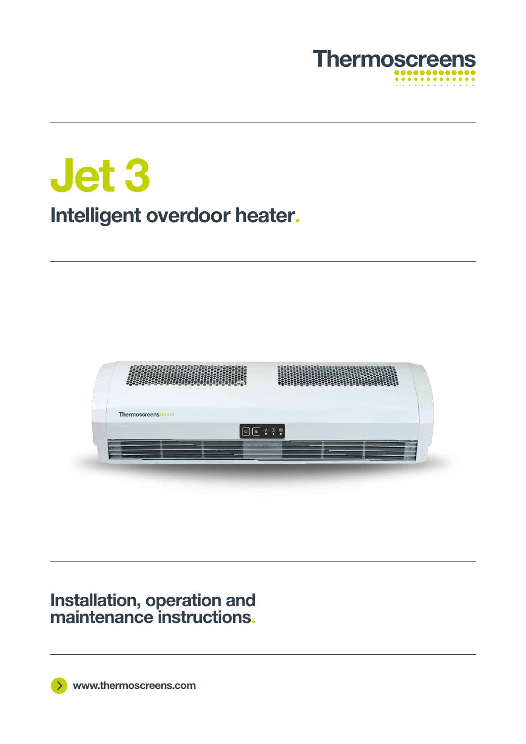Thermoscreens

# Jet 3

## Intelligent overdoor heater.

## Installation, operation and maintenance instructions.

www.thermoscreens.com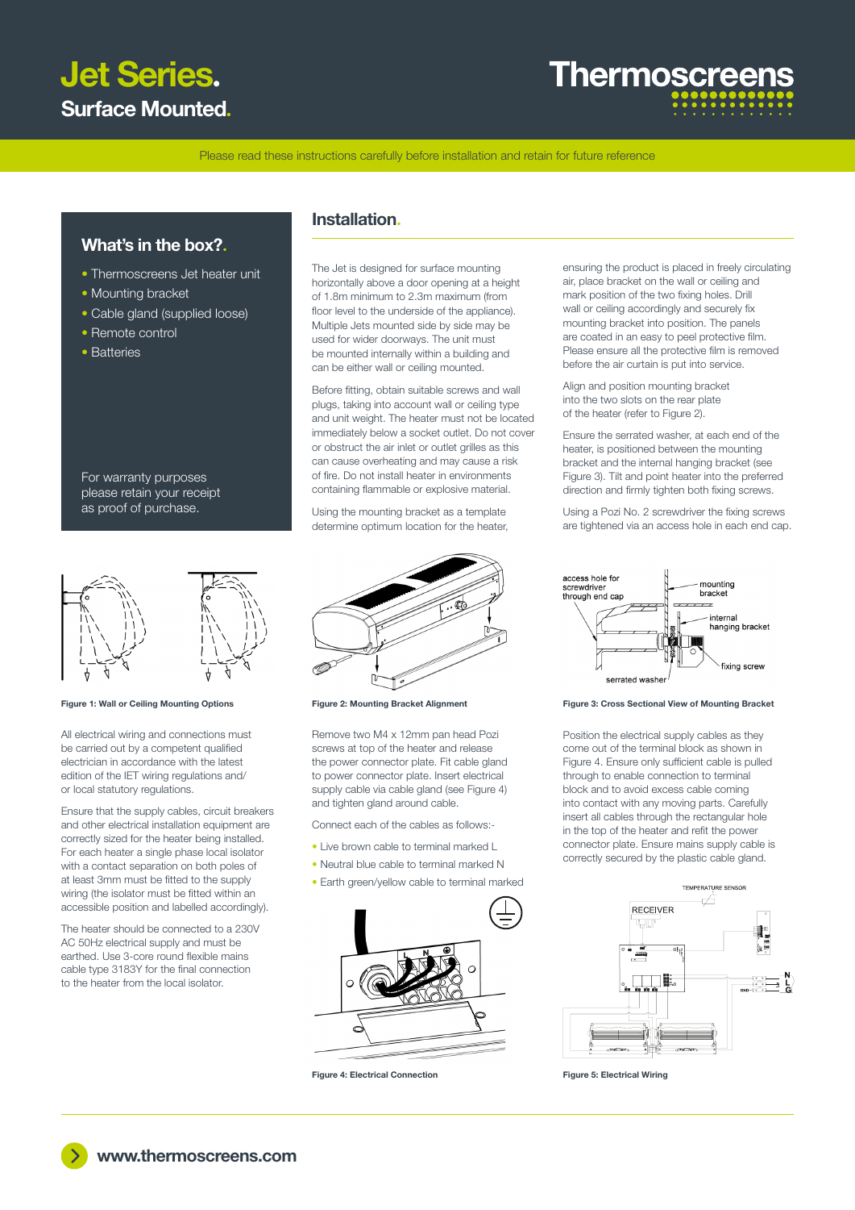# Jet Series.

## Surface Mounted.

Thermoscreens

Please read these instructions carefully before installation and retain for future reference

### What's in the box?.

- Thermoscreens Jet heater unit
- Mounting bracket
- Cable gland (supplied loose)
- Remote control
- Batteries

For warranty purposes please retain your receipt as proof of purchase.

## Installation.

The Jet is designed for surface mounting horizontally above a door opening at a height of 1.8m minimum to 2.3m maximum (from floor level to the underside of the appliance). Multiple Jets mounted side by side may be used for wider doorways. The unit must be mounted internally within a building and can be either wall or ceiling mounted.

Before fitting, obtain suitable screws and wall plugs, taking into account wall or ceiling type and unit weight. The heater must not be located immediately below a socket outlet. Do not cover or obstruct the air inlet or outlet grilles as this can cause overheating and may cause a risk of fire. Do not install heater in environments containing flammable or explosive material.

Using the mounting bracket as a template determine optimum location for the heater, ensuring the product is placed in freely circulating air, place bracket on the wall or ceiling and mark position of the two fixing holes. Drill wall or ceiling accordingly and securely fix mounting bracket into position. The panels are coated in an easy to peel protective film. Please ensure all the protective film is removed before the air curtain is put into service.

Align and position mounting bracket into the two slots on the rear plate of the heater (refer to Figure 2).

Ensure the serrated washer, at each end of the heater, is positioned between the mounting bracket and the internal hanging bracket (see Figure 3). Tilt and point heater into the preferred direction and firmly tighten both fixing screws.

Using a Pozi No. 2 screwdriver the fixing screws are tightened via an access hole in each end cap.

**Figure 1: Wall or Ceiling Mounting Options**

**Figure 2: Mounting Bracket Alignment**

access hole for screwdriver through end cap; mounting bracket; internal hanging bracket; fixing screw; serrated washer

**Figure 3: Cross Sectional View of Mounting Bracket**

All electrical wiring and connections must be carried out by a competent qualified electrician in accordance with the latest edition of the IET wiring regulations and/or local statutory regulations.

Ensure that the supply cables, circuit breakers and other electrical installation equipment are correctly sized for the heater being installed. For each heater a single phase local isolator with a contact separation on both poles of at least 3mm must be fitted to the supply wiring (the isolator must be fitted within an accessible position and labelled accordingly).

The heater should be connected to a 230V AC 50Hz electrical supply and must be earthed. Use 3-core round flexible mains cable type 3183Y for the final connection to the heater from the local isolator.

Remove two M4 x 12mm pan head Pozi screws at top of the heater and release the power connector plate. Fit cable gland to power connector plate. Insert electrical supply cable via cable gland (see Figure 4) and tighten gland around cable.

Connect each of the cables as follows:-

- Live brown cable to terminal marked L
- Neutral blue cable to terminal marked N
- Earth green/yellow cable to terminal marked ⏚

**Figure 4: Electrical Connection**

Position the electrical supply cables as they come out of the terminal block as shown in Figure 4. Ensure only sufficient cable is pulled through to enable connection to terminal block and to avoid excess cable coming into contact with any moving parts. Carefully insert all cables through the rectangular hole in the top of the heater and refit the power connector plate. Ensure mains supply cable is correctly secured by the plastic cable gland.

TEMPERATURE SENSOR; RECEIVER; N; L; G

**Figure 5: Electrical Wiring**

www.thermoscreens.com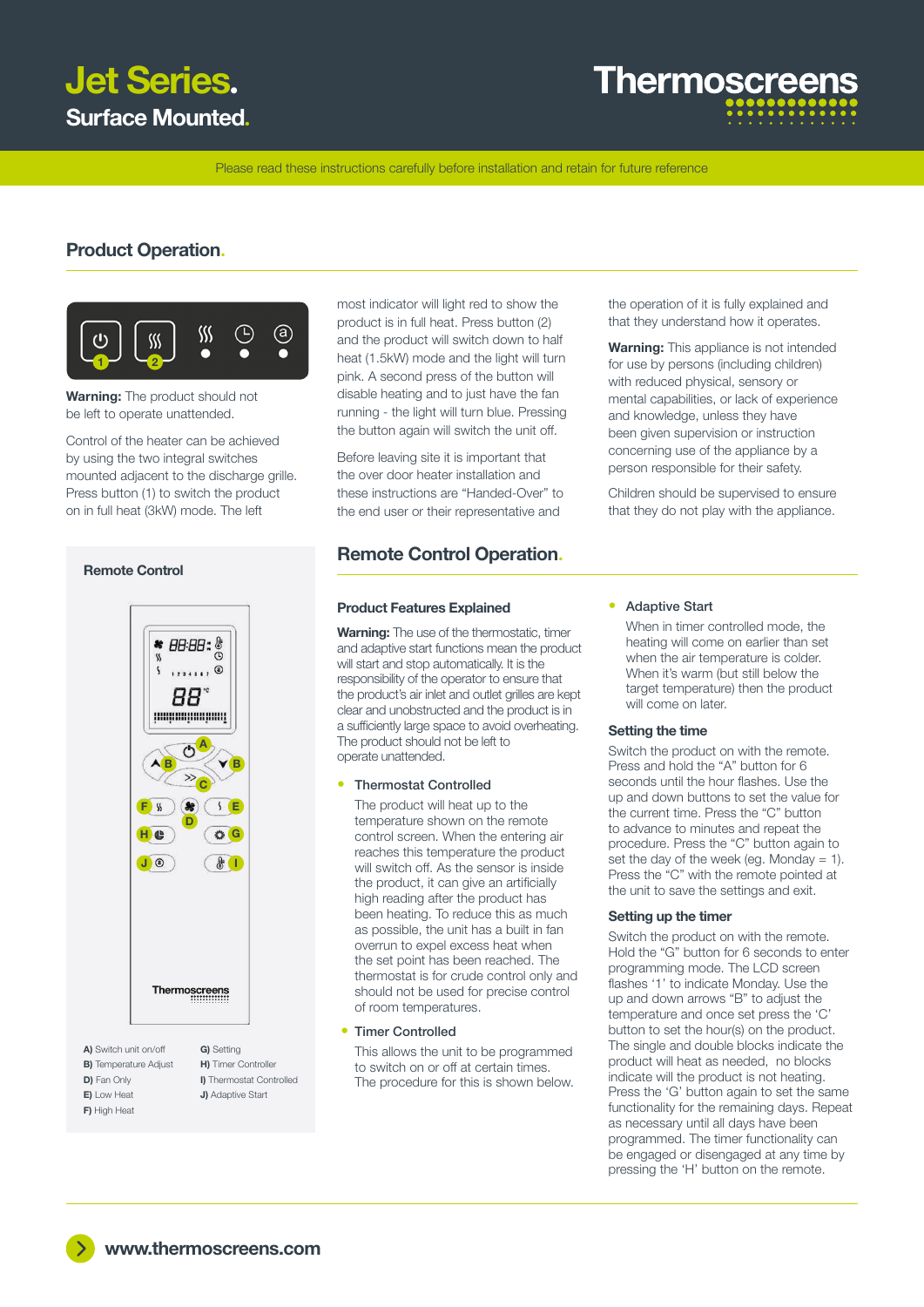# Jet Series.

## Surface Mounted.

Thermoscreens

Please read these instructions carefully before installation and retain for future reference

## Product Operation.

**Warning:** The product should not be left to operate unattended.

Control of the heater can be achieved by using the two integral switches mounted adjacent to the discharge grille. Press button (1) to switch the product on in full heat (3kW) mode. The left most indicator will light red to show the product is in full heat. Press button (2) and the product will switch down to half heat (1.5kW) mode and the light will turn pink. A second press of the button will disable heating and to just have the fan running - the light will turn blue. Pressing the button again will switch the unit off.

Before leaving site it is important that the over door heater installation and these instructions are "Handed-Over" to the end user or their representative and the operation of it is fully explained and that they understand how it operates.

**Warning:** This appliance is not intended for use by persons (including children) with reduced physical, sensory or mental capabilities, or lack of experience and knowledge, unless they have been given supervision or instruction concerning use of the appliance by a person responsible for their safety.

Children should be supervised to ensure that they do not play with the appliance.

### Remote Control

A) Switch unit on/off
B) Temperature Adjust
D) Fan Only
E) Low Heat
F) High Heat
G) Setting
H) Timer Controller
I) Thermostat Controlled
J) Adaptive Start

## Remote Control Operation.

### Product Features Explained

**Warning:** The use of the thermostatic, timer and adaptive start functions mean the product will start and stop automatically. It is the responsibility of the operator to ensure that the product's air inlet and outlet grilles are kept clear and unobstructed and the product is in a sufficiently large space to avoid overheating. The product should not be left to operate unattended.

- **Thermostat Controlled**

  The product will heat up to the temperature shown on the remote control screen. When the entering air reaches this temperature the product will switch off. As the sensor is inside the product, it can give an artificially high reading after the product has been heating. To reduce this as much as possible, the unit has a built in fan overrun to expel excess heat when the set point has been reached. The thermostat is for crude control only and should not be used for precise control of room temperatures.

- **Timer Controlled**

  This allows the unit to be programmed to switch on or off at certain times. The procedure for this is shown below.

- **Adaptive Start**

  When in timer controlled mode, the heating will come on earlier than set when the air temperature is colder. When it's warm (but still below the target temperature) then the product will come on later.

### Setting the time

Switch the product on with the remote. Press and hold the "A" button for 6 seconds until the hour flashes. Use the up and down buttons to set the value for the current time. Press the "C" button to advance to minutes and repeat the procedure. Press the "C" button again to set the day of the week (eg. Monday = 1). Press the "C" with the remote pointed at the unit to save the settings and exit.

### Setting up the timer

Switch the product on with the remote. Hold the "G" button for 6 seconds to enter programming mode. The LCD screen flashes '1' to indicate Monday. Use the up and down arrows "B" to adjust the temperature and once set press the 'C' button to set the hour(s) on the product. The single and double blocks indicate the product will heat as needed, no blocks indicate will the product is not heating. Press the 'G' button again to set the same functionality for the remaining days. Repeat as necessary until all days have been programmed. The timer functionality can be engaged or disengaged at any time by pressing the 'H' button on the remote.

www.thermoscreens.com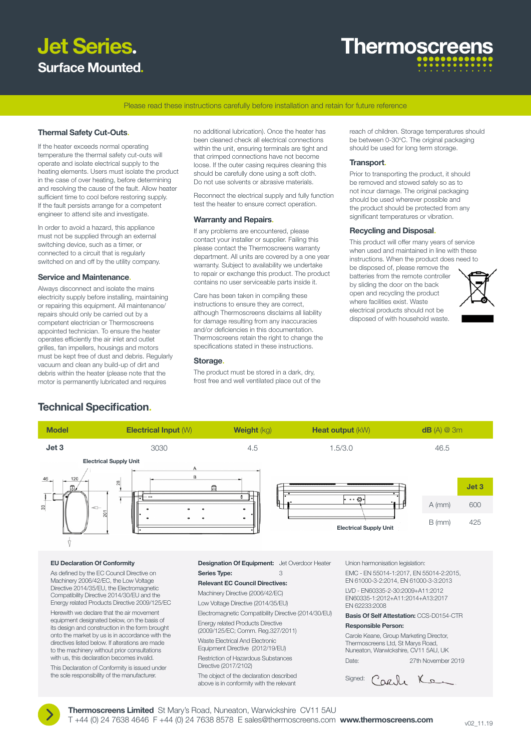# Jet Series.
## Surface Mounted.

Thermoscreens

Please read these instructions carefully before installation and retain for future reference

### Thermal Safety Cut-Outs.

If the heater exceeds normal operating temperature the thermal safety cut-outs will operate and isolate electrical supply to the heating elements. Users must isolate the product in the case of over heating, before determining and resolving the cause of the fault. Allow heater sufficient time to cool before restoring supply. If the fault persists arrange for a competent engineer to attend site and investigate.

In order to avoid a hazard, this appliance must not be supplied through an external switching device, such as a timer, or connected to a circuit that is regularly switched on and off by the utility company.

### Service and Maintenance.

Always disconnect and isolate the mains electricity supply before installing, maintaining or repairing this equipment. All maintenance/ repairs should only be carried out by a competent electrician or Thermoscreens appointed technician. To ensure the heater operates efficiently the air inlet and outlet grilles, fan impellers, housings and motors must be kept free of dust and debris. Regularly vacuum and clean any build-up of dirt and debris within the heater (please note that the motor is permanently lubricated and requires no additional lubrication). Once the heater has been cleaned check all electrical connections within the unit, ensuring terminals are tight and that crimped connections have not become loose. If the outer casing requires cleaning this should be carefully done using a soft cloth. Do not use solvents or abrasive materials.

Reconnect the electrical supply and fully function test the heater to ensure correct operation.

### Warranty and Repairs.

If any problems are encountered, please contact your installer or supplier. Failing this please contact the Thermoscreens warranty department. All units are covered by a one year warranty. Subject to availability we undertake to repair or exchange this product. The product contains no user serviceable parts inside it.

Care has been taken in compiling these instructions to ensure they are correct, although Thermoscreens disclaims all liability for damage resulting from any inaccuracies and/or deficiencies in this documentation. Thermoscreens retain the right to change the specifications stated in these instructions.

### Storage.

The product must be stored in a dark, dry, frost free and well ventilated place out of the reach of children. Storage temperatures should be between 0-30°C. The original packaging should be used for long term storage.

### Transport.

Prior to transporting the product, it should be removed and stowed safely so as to not incur damage. The original packaging should be used wherever possible and the product should be protected from any significant temperatures or vibration.

### Recycling and Disposal.

This product will offer many years of service when used and maintained in line with these instructions. When the product does need to be disposed of, please remove the batteries from the remote controller by sliding the door on the back open and recycling the product where facilities exist. Waste electrical products should not be disposed of with household waste.

## Technical Specification.

| Model | Electrical Input (W) | Weight (kg) | Heat output (kW) | dB (A) @ 3m |
|---|---|---|---|---|
| Jet 3 | 3030 | 4.5 | 1.5/3.0 | 46.5 |

Electrical Supply Unit

46
120
28
33
201
A
B

Electrical Supply Unit

| | Jet 3 |
|---|---|
| A (mm) | 600 |
| B (mm) | 425 |

**EU Declaration Of Conformity**

As defined by the EC Council Directive on Machinery 2006/42/EC, the Low Voltage Directive 2014/35/EU, the Electromagnetic Compatibility Directive 2014/30/EU and the Energy related Products Directive 2009/125/EC

Herewith we declare that the air movement equipment designated below, on the basis of its design and construction in the form brought onto the market by us is in accordance with the directives listed below. If alterations are made to the machinery without prior consultations with us, this declaration becomes invalid.

This Declaration of Conformity is issued under the sole responsibility of the manufacturer.

**Designation Of Equipment:** Jet Overdoor Heater

**Series Type:** 3

**Relevant EC Council Directives:**

Machinery Directive (2006/42/EC)

Low Voltage Directive (2014/35/EU)

Electromagnetic Compatibility Directive (2014/30/EU)

Energy related Products Directive (2009/125/EC; Comm. Reg.327/2011)

Waste Electrical And Electronic Equipment Directive (2012/19/EU)

Restriction of Hazardous Substances Directive (2017/2102)

The object of the declaration described above is in conformity with the relevant Union harmonisation legislation:

EMC - EN 55014-1:2017, EN 55014-2:2015, EN 61000-3-2:2014, EN 61000-3-3:2013

LVD - EN60335-2-30:2009+A11:2012 EN60335-1:2012+A11:2014+A13:2017 EN 62233:2008

**Basis Of Self Attestation:** CCS-D0154-CTR

**Responsible Person:**

Carole Keane, Group Marketing Director, Thermoscreens Ltd, St Marys Road, Nuneaton, Warwickshire, CV11 5AU, UK

Date: 27th November 2019

Signed: Carole Keane

**Thermoscreens Limited** St Mary's Road, Nuneaton, Warwickshire CV11 5AU
T +44 (0) 24 7638 4646 F +44 (0) 24 7638 8578 E sales@thermoscreens.com **www.thermoscreens.com**

v02_11.19